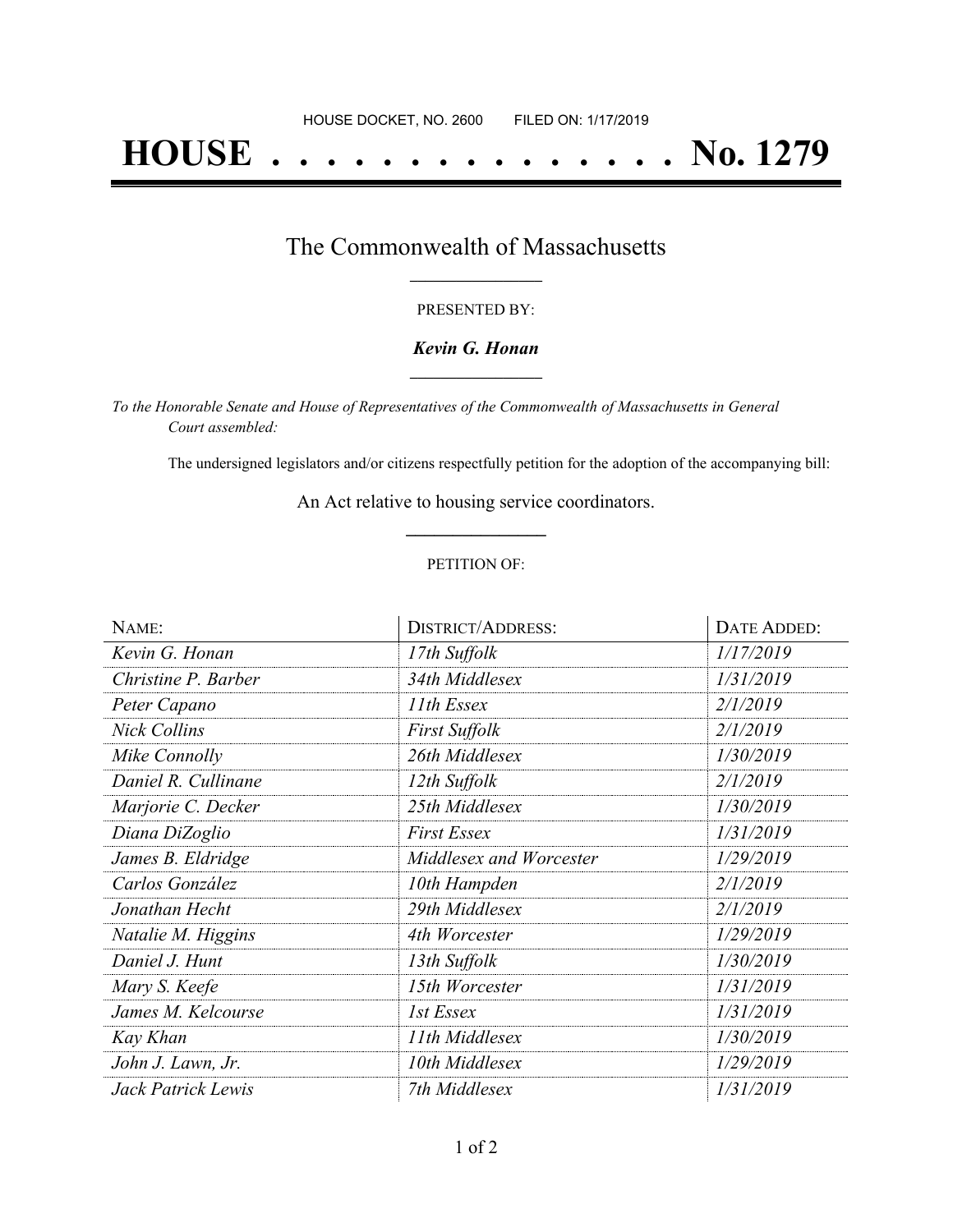HOUSE DOCKET, NO. 2600 FILED ON: 1/17/2019

# HOUSE . . . . . . . . . . . . . . . No. 1279

## The Commonwealth of Massachusetts

PRESENTED BY:

***Kevin G. Honan***

*To the Honorable Senate and House of Representatives of the Commonwealth of Massachusetts in General Court assembled:*

The undersigned legislators and/or citizens respectfully petition for the adoption of the accompanying bill:

An Act relative to housing service coordinators.

PETITION OF:

| NAME: | DISTRICT/ADDRESS: | DATE ADDED: |
|---|---|---|
| *Kevin G. Honan* | *17th Suffolk* | *1/17/2019* |
| *Christine P. Barber* | *34th Middlesex* | *1/31/2019* |
| *Peter Capano* | *11th Essex* | *2/1/2019* |
| *Nick Collins* | *First Suffolk* | *2/1/2019* |
| *Mike Connolly* | *26th Middlesex* | *1/30/2019* |
| *Daniel R. Cullinane* | *12th Suffolk* | *2/1/2019* |
| *Marjorie C. Decker* | *25th Middlesex* | *1/30/2019* |
| *Diana DiZoglio* | *First Essex* | *1/31/2019* |
| *James B. Eldridge* | *Middlesex and Worcester* | *1/29/2019* |
| *Carlos González* | *10th Hampden* | *2/1/2019* |
| *Jonathan Hecht* | *29th Middlesex* | *2/1/2019* |
| *Natalie M. Higgins* | *4th Worcester* | *1/29/2019* |
| *Daniel J. Hunt* | *13th Suffolk* | *1/30/2019* |
| *Mary S. Keefe* | *15th Worcester* | *1/31/2019* |
| *James M. Kelcourse* | *1st Essex* | *1/31/2019* |
| *Kay Khan* | *11th Middlesex* | *1/30/2019* |
| *John J. Lawn, Jr.* | *10th Middlesex* | *1/29/2019* |
| *Jack Patrick Lewis* | *7th Middlesex* | *1/31/2019* |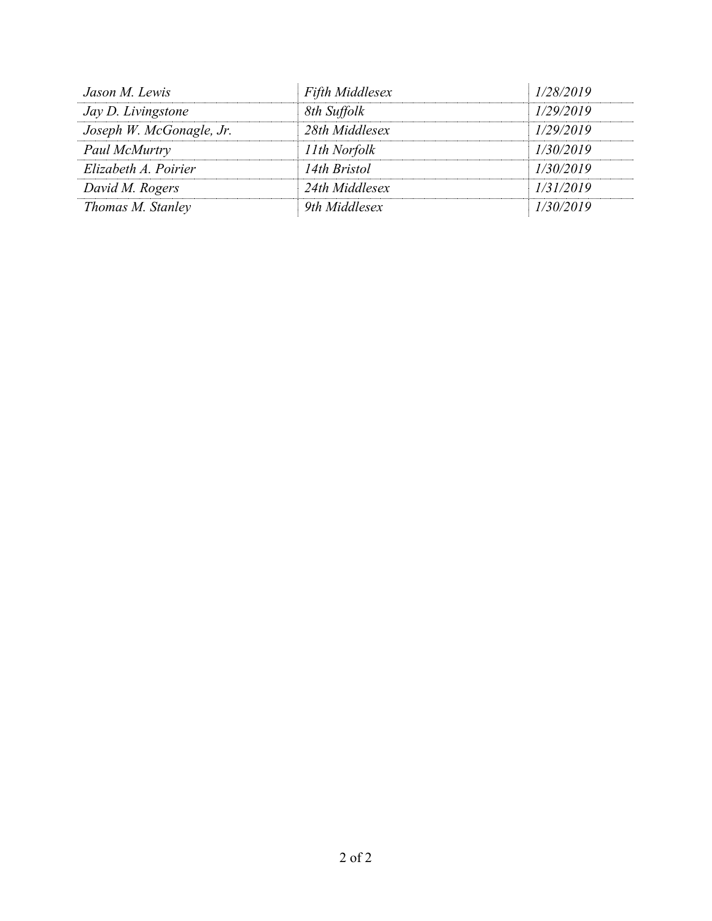| | | |
|---|---|---|
| *Jason M. Lewis* | *Fifth Middlesex* | *1/28/2019* |
| *Jay D. Livingstone* | *8th Suffolk* | *1/29/2019* |
| *Joseph W. McGonagle, Jr.* | *28th Middlesex* | *1/29/2019* |
| *Paul McMurtry* | *11th Norfolk* | *1/30/2019* |
| *Elizabeth A. Poirier* | *14th Bristol* | *1/30/2019* |
| *David M. Rogers* | *24th Middlesex* | *1/31/2019* |
| *Thomas M. Stanley* | *9th Middlesex* | *1/30/2019* |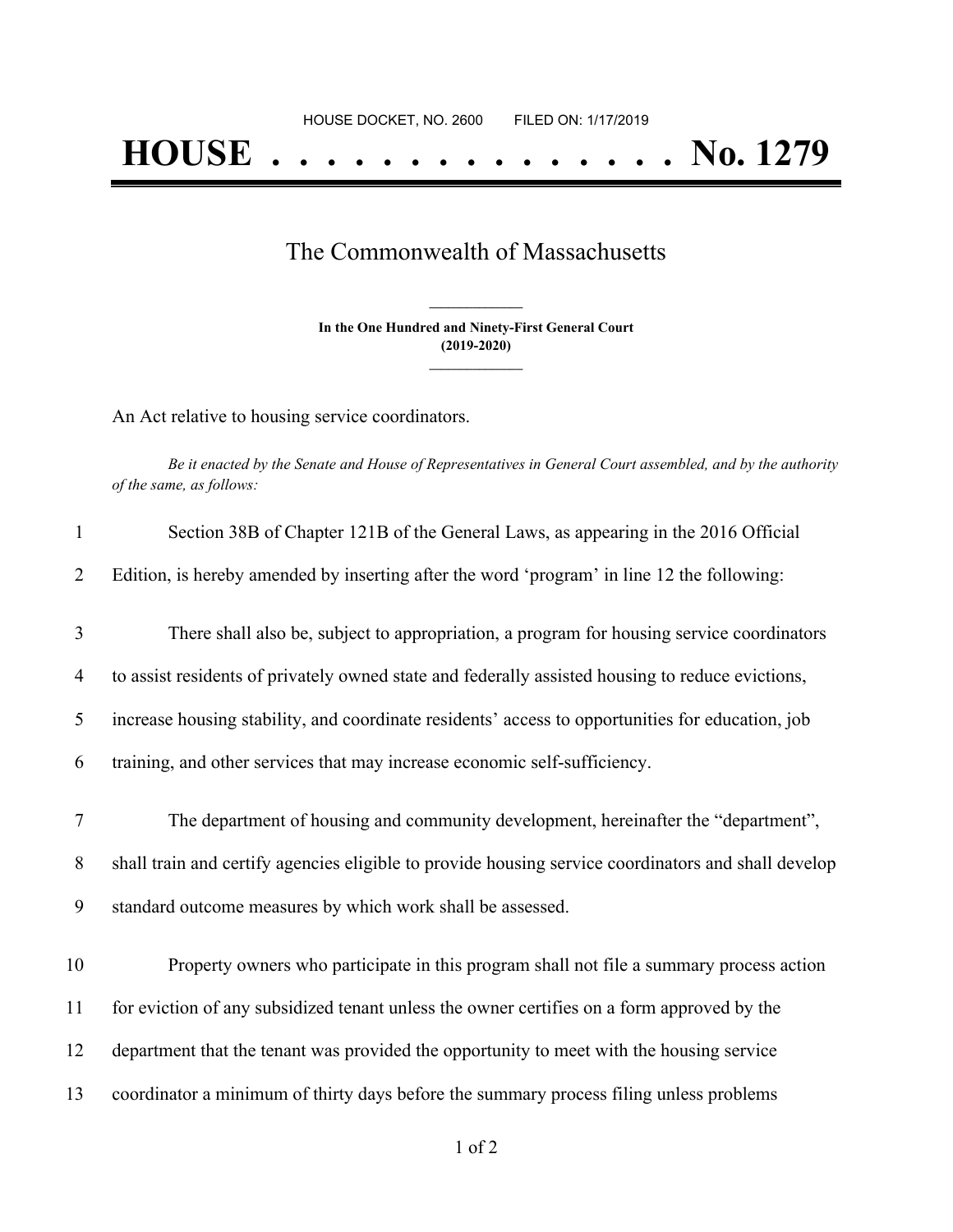HOUSE DOCKET, NO. 2600 FILED ON: 1/17/2019

# HOUSE . . . . . . . . . . . . . . . No. 1279

## The Commonwealth of Massachusetts

**In the One Hundred and Ninety-First General Court**
**(2019-2020)**

An Act relative to housing service coordinators.

*Be it enacted by the Senate and House of Representatives in General Court assembled, and by the authority of the same, as follows:*

1 Section 38B of Chapter 121B of the General Laws, as appearing in the 2016 Official
2 Edition, is hereby amended by inserting after the word 'program' in line 12 the following:

3 There shall also be, subject to appropriation, a program for housing service coordinators
4 to assist residents of privately owned state and federally assisted housing to reduce evictions,
5 increase housing stability, and coordinate residents' access to opportunities for education, job
6 training, and other services that may increase economic self-sufficiency.

7 The department of housing and community development, hereinafter the "department",
8 shall train and certify agencies eligible to provide housing service coordinators and shall develop
9 standard outcome measures by which work shall be assessed.

10 Property owners who participate in this program shall not file a summary process action
11 for eviction of any subsidized tenant unless the owner certifies on a form approved by the
12 department that the tenant was provided the opportunity to meet with the housing service
13 coordinator a minimum of thirty days before the summary process filing unless problems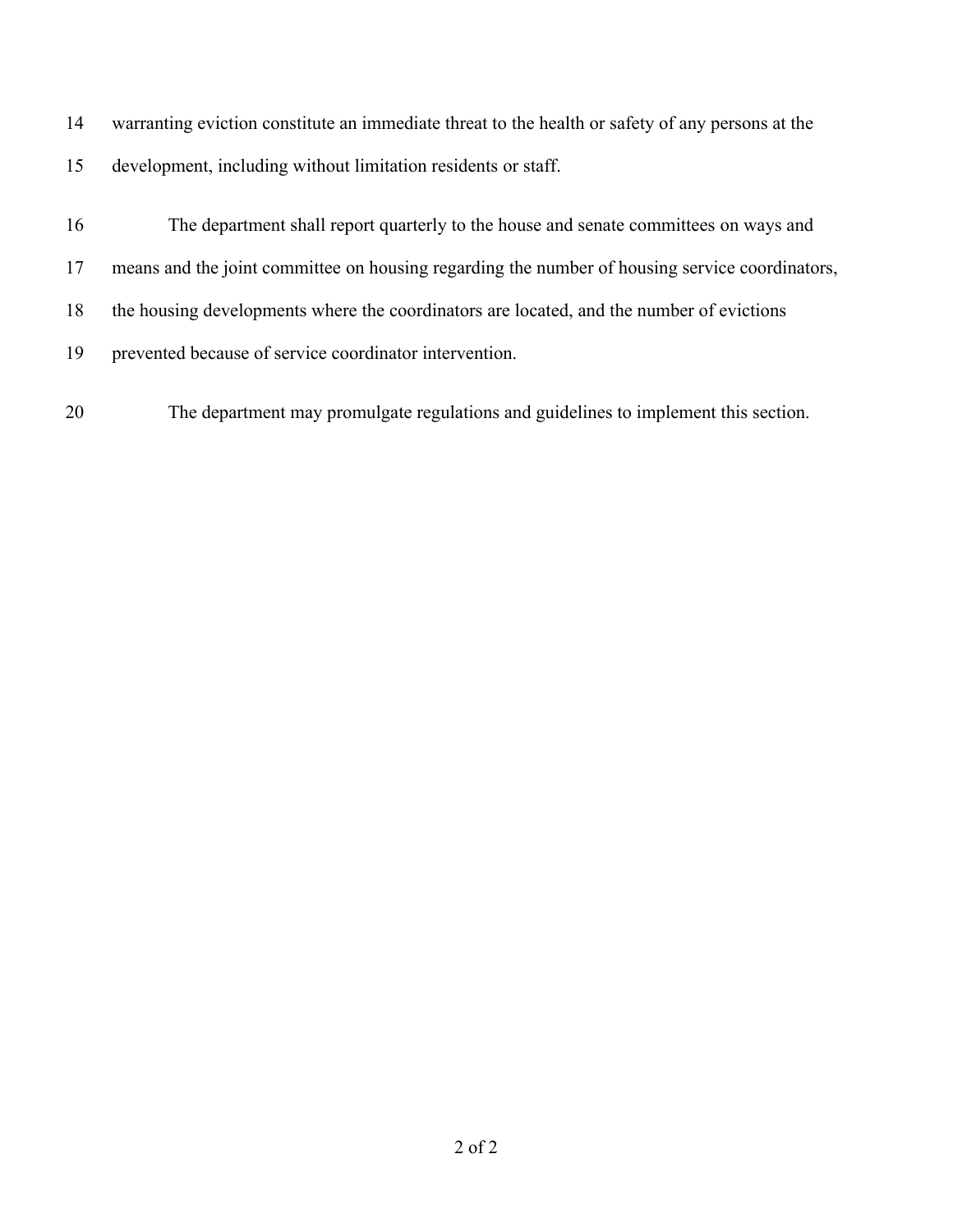14 warranting eviction constitute an immediate threat to the health or safety of any persons at the

15 development, including without limitation residents or staff.

16 The department shall report quarterly to the house and senate committees on ways and

17 means and the joint committee on housing regarding the number of housing service coordinators,

18 the housing developments where the coordinators are located, and the number of evictions

19 prevented because of service coordinator intervention.

20 The department may promulgate regulations and guidelines to implement this section.